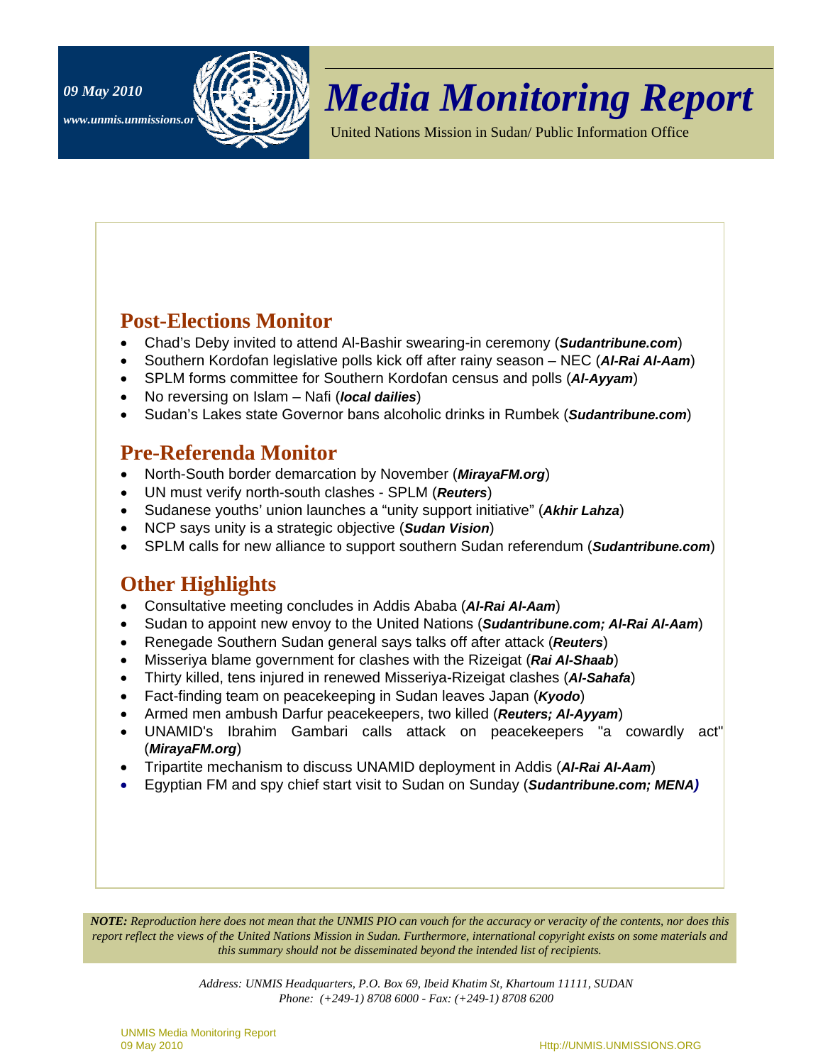09 May 2010

www.unmis.unmissions.or

# Media Monitoring Report

United Nations Mission in Sudan/ Public Information Office

## Post-Elections Monitor

- Chad's Deby invited to attend Al-Bashir swearing-in ceremony (***Sudantribune.com***)
- Southern Kordofan legislative polls kick off after rainy season – NEC (***Al-Rai Al-Aam***)
- SPLM forms committee for Southern Kordofan census and polls (***Al-Ayyam***)
- No reversing on Islam – Nafi (***local dailies***)
- Sudan's Lakes state Governor bans alcoholic drinks in Rumbek (***Sudantribune.com***)

## Pre-Referenda Monitor

- North-South border demarcation by November (***MirayaFM.org***)
- UN must verify north-south clashes - SPLM (***Reuters***)
- Sudanese youths' union launches a "unity support initiative" (***Akhir Lahza***)
- NCP says unity is a strategic objective (***Sudan Vision***)
- SPLM calls for new alliance to support southern Sudan referendum (***Sudantribune.com***)

## Other Highlights

- Consultative meeting concludes in Addis Ababa (***Al-Rai Al-Aam***)
- Sudan to appoint new envoy to the United Nations (***Sudantribune.com; Al-Rai Al-Aam***)
- Renegade Southern Sudan general says talks off after attack (***Reuters***)
- Misseriya blame government for clashes with the Rizeigat (***Rai Al-Shaab***)
- Thirty killed, tens injured in renewed Misseriya-Rizeigat clashes (***Al-Sahafa***)
- Fact-finding team on peacekeeping in Sudan leaves Japan (***Kyodo***)
- Armed men ambush Darfur peacekeepers, two killed (***Reuters; Al-Ayyam***)
- UNAMID's Ibrahim Gambari calls attack on peacekeepers "a cowardly act" (***MirayaFM.org***)
- Tripartite mechanism to discuss UNAMID deployment in Addis (***Al-Rai Al-Aam***)
- Egyptian FM and spy chief start visit to Sudan on Sunday (***Sudantribune.com; MENA***)

***NOTE:*** *Reproduction here does not mean that the UNMIS PIO can vouch for the accuracy or veracity of the contents, nor does this report reflect the views of the United Nations Mission in Sudan. Furthermore, international copyright exists on some materials and this summary should not be disseminated beyond the intended list of recipients.*

*Address: UNMIS Headquarters, P.O. Box 69, Ibeid Khatim St, Khartoum 11111, SUDAN*
*Phone: (+249-1) 8708 6000 - Fax: (+249-1) 8708 6200*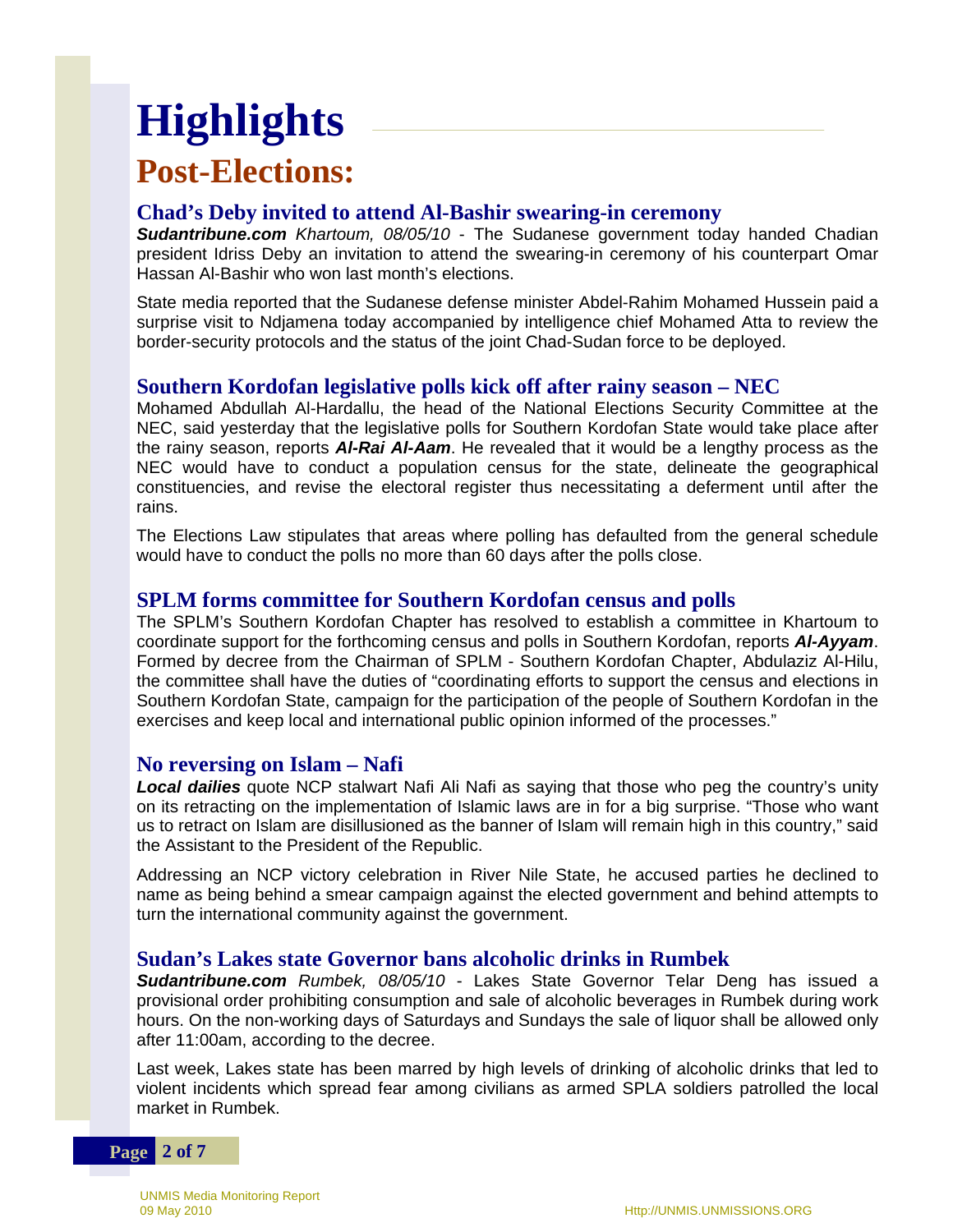# Highlights

## Post-Elections:

### Chad's Deby invited to attend Al-Bashir swearing-in ceremony

***Sudantribune.com*** *Khartoum, 08/05/10* - The Sudanese government today handed Chadian president Idriss Deby an invitation to attend the swearing-in ceremony of his counterpart Omar Hassan Al-Bashir who won last month's elections.

State media reported that the Sudanese defense minister Abdel-Rahim Mohamed Hussein paid a surprise visit to Ndjamena today accompanied by intelligence chief Mohamed Atta to review the border-security protocols and the status of the joint Chad-Sudan force to be deployed.

### Southern Kordofan legislative polls kick off after rainy season – NEC

Mohamed Abdullah Al-Hardallu, the head of the National Elections Security Committee at the NEC, said yesterday that the legislative polls for Southern Kordofan State would take place after the rainy season, reports ***Al-Rai Al-Aam***. He revealed that it would be a lengthy process as the NEC would have to conduct a population census for the state, delineate the geographical constituencies, and revise the electoral register thus necessitating a deferment until after the rains.

The Elections Law stipulates that areas where polling has defaulted from the general schedule would have to conduct the polls no more than 60 days after the polls close.

### SPLM forms committee for Southern Kordofan census and polls

The SPLM's Southern Kordofan Chapter has resolved to establish a committee in Khartoum to coordinate support for the forthcoming census and polls in Southern Kordofan, reports ***Al-Ayyam***. Formed by decree from the Chairman of SPLM - Southern Kordofan Chapter, Abdulaziz Al-Hilu, the committee shall have the duties of "coordinating efforts to support the census and elections in Southern Kordofan State, campaign for the participation of the people of Southern Kordofan in the exercises and keep local and international public opinion informed of the processes."

### No reversing on Islam – Nafi

***Local dailies*** quote NCP stalwart Nafi Ali Nafi as saying that those who peg the country's unity on its retracting on the implementation of Islamic laws are in for a big surprise. "Those who want us to retract on Islam are disillusioned as the banner of Islam will remain high in this country," said the Assistant to the President of the Republic.

Addressing an NCP victory celebration in River Nile State, he accused parties he declined to name as being behind a smear campaign against the elected government and behind attempts to turn the international community against the government.

### Sudan's Lakes state Governor bans alcoholic drinks in Rumbek

***Sudantribune.com*** *Rumbek, 08/05/10* - Lakes State Governor Telar Deng has issued a provisional order prohibiting consumption and sale of alcoholic beverages in Rumbek during work hours. On the non-working days of Saturdays and Sundays the sale of liquor shall be allowed only after 11:00am, according to the decree.

Last week, Lakes state has been marred by high levels of drinking of alcoholic drinks that led to violent incidents which spread fear among civilians as armed SPLA soldiers patrolled the local market in Rumbek.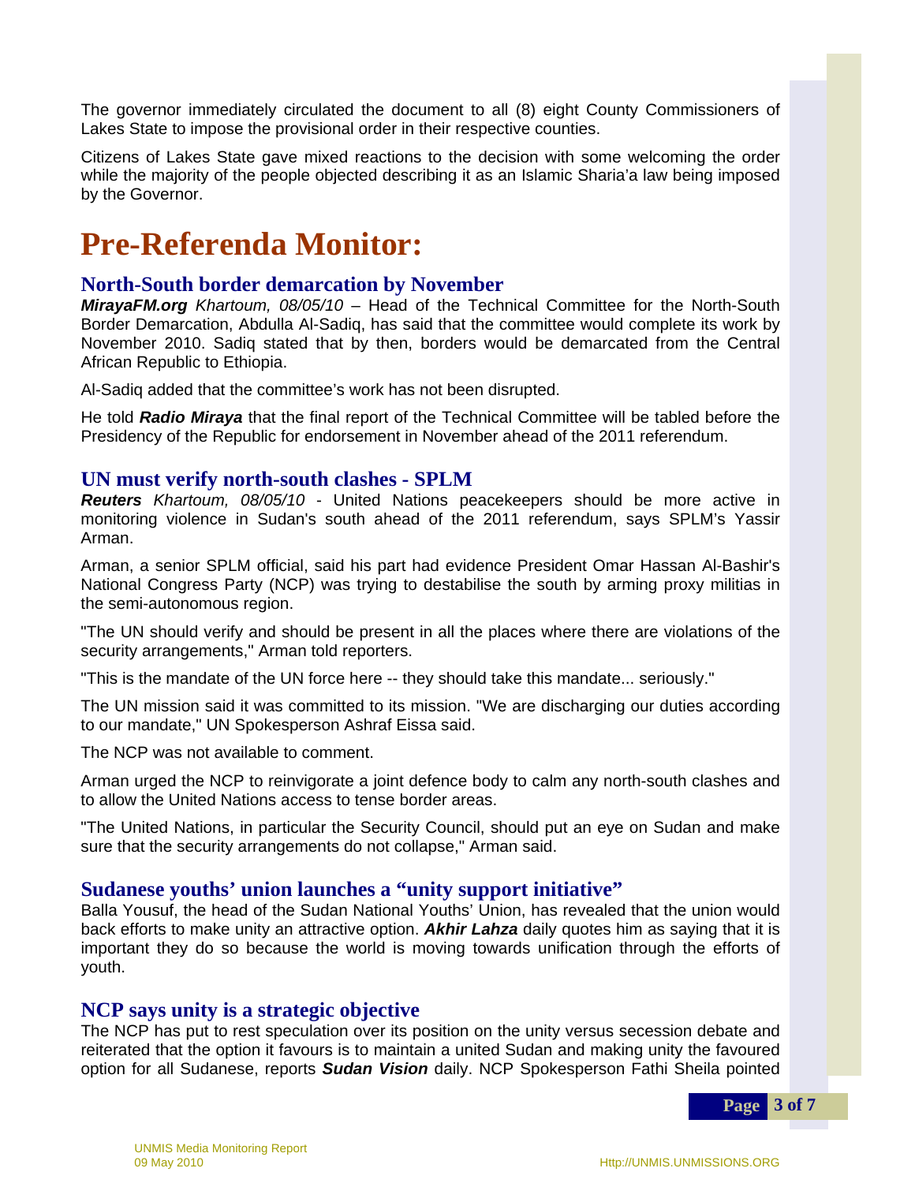The governor immediately circulated the document to all (8) eight County Commissioners of Lakes State to impose the provisional order in their respective counties.

Citizens of Lakes State gave mixed reactions to the decision with some welcoming the order while the majority of the people objected describing it as an Islamic Sharia'a law being imposed by the Governor.

# Pre-Referenda Monitor:

### North-South border demarcation by November

***MirayaFM.org*** *Khartoum, 08/05/10* – Head of the Technical Committee for the North-South Border Demarcation, Abdulla Al-Sadiq, has said that the committee would complete its work by November 2010. Sadiq stated that by then, borders would be demarcated from the Central African Republic to Ethiopia.

Al-Sadiq added that the committee's work has not been disrupted.

He told ***Radio Miraya*** that the final report of the Technical Committee will be tabled before the Presidency of the Republic for endorsement in November ahead of the 2011 referendum.

### UN must verify north-south clashes - SPLM

***Reuters*** *Khartoum, 08/05/10* - United Nations peacekeepers should be more active in monitoring violence in Sudan's south ahead of the 2011 referendum, says SPLM's Yassir Arman.

Arman, a senior SPLM official, said his part had evidence President Omar Hassan Al-Bashir's National Congress Party (NCP) was trying to destabilise the south by arming proxy militias in the semi-autonomous region.

"The UN should verify and should be present in all the places where there are violations of the security arrangements," Arman told reporters.

"This is the mandate of the UN force here -- they should take this mandate... seriously."

The UN mission said it was committed to its mission. "We are discharging our duties according to our mandate," UN Spokesperson Ashraf Eissa said.

The NCP was not available to comment.

Arman urged the NCP to reinvigorate a joint defence body to calm any north-south clashes and to allow the United Nations access to tense border areas.

"The United Nations, in particular the Security Council, should put an eye on Sudan and make sure that the security arrangements do not collapse," Arman said.

### Sudanese youths' union launches a "unity support initiative"

Balla Yousuf, the head of the Sudan National Youths' Union, has revealed that the union would back efforts to make unity an attractive option. ***Akhir Lahza*** daily quotes him as saying that it is important they do so because the world is moving towards unification through the efforts of youth.

### NCP says unity is a strategic objective

The NCP has put to rest speculation over its position on the unity versus secession debate and reiterated that the option it favours is to maintain a united Sudan and making unity the favoured option for all Sudanese, reports ***Sudan Vision*** daily. NCP Spokesperson Fathi Sheila pointed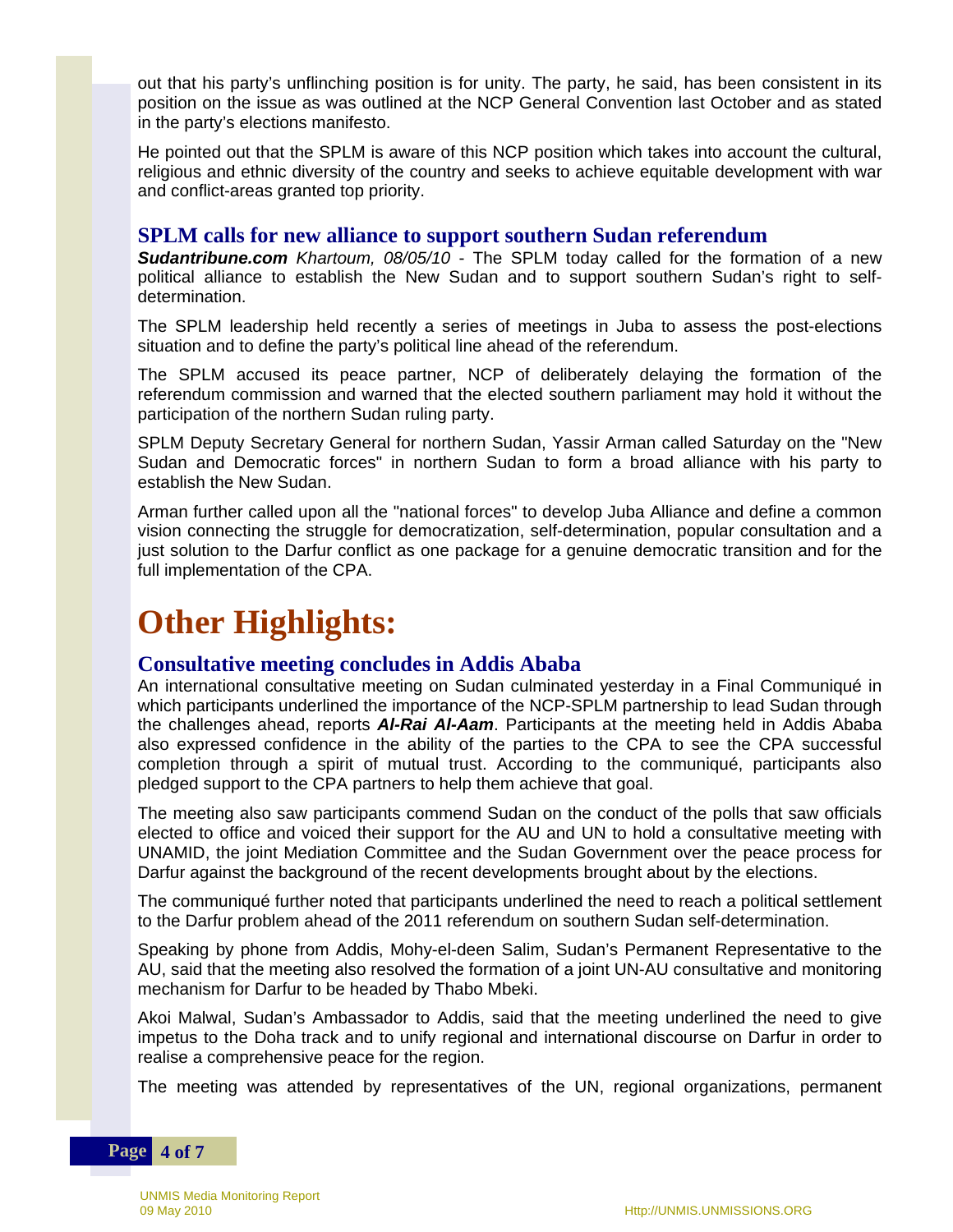out that his party's unflinching position is for unity. The party, he said, has been consistent in its position on the issue as was outlined at the NCP General Convention last October and as stated in the party's elections manifesto.

He pointed out that the SPLM is aware of this NCP position which takes into account the cultural, religious and ethnic diversity of the country and seeks to achieve equitable development with war and conflict-areas granted top priority.

### SPLM calls for new alliance to support southern Sudan referendum

***Sudantribune.com*** *Khartoum, 08/05/10* - The SPLM today called for the formation of a new political alliance to establish the New Sudan and to support southern Sudan's right to self-determination.

The SPLM leadership held recently a series of meetings in Juba to assess the post-elections situation and to define the party's political line ahead of the referendum.

The SPLM accused its peace partner, NCP of deliberately delaying the formation of the referendum commission and warned that the elected southern parliament may hold it without the participation of the northern Sudan ruling party.

SPLM Deputy Secretary General for northern Sudan, Yassir Arman called Saturday on the "New Sudan and Democratic forces" in northern Sudan to form a broad alliance with his party to establish the New Sudan.

Arman further called upon all the "national forces" to develop Juba Alliance and define a common vision connecting the struggle for democratization, self-determination, popular consultation and a just solution to the Darfur conflict as one package for a genuine democratic transition and for the full implementation of the CPA.

## Other Highlights:

### Consultative meeting concludes in Addis Ababa

An international consultative meeting on Sudan culminated yesterday in a Final Communiqué in which participants underlined the importance of the NCP-SPLM partnership to lead Sudan through the challenges ahead, reports ***Al-Rai Al-Aam***. Participants at the meeting held in Addis Ababa also expressed confidence in the ability of the parties to the CPA to see the CPA successful completion through a spirit of mutual trust. According to the communiqué, participants also pledged support to the CPA partners to help them achieve that goal.

The meeting also saw participants commend Sudan on the conduct of the polls that saw officials elected to office and voiced their support for the AU and UN to hold a consultative meeting with UNAMID, the joint Mediation Committee and the Sudan Government over the peace process for Darfur against the background of the recent developments brought about by the elections.

The communiqué further noted that participants underlined the need to reach a political settlement to the Darfur problem ahead of the 2011 referendum on southern Sudan self-determination.

Speaking by phone from Addis, Mohy-el-deen Salim, Sudan's Permanent Representative to the AU, said that the meeting also resolved the formation of a joint UN-AU consultative and monitoring mechanism for Darfur to be headed by Thabo Mbeki.

Akoi Malwal, Sudan's Ambassador to Addis, said that the meeting underlined the need to give impetus to the Doha track and to unify regional and international discourse on Darfur in order to realise a comprehensive peace for the region.

The meeting was attended by representatives of the UN, regional organizations, permanent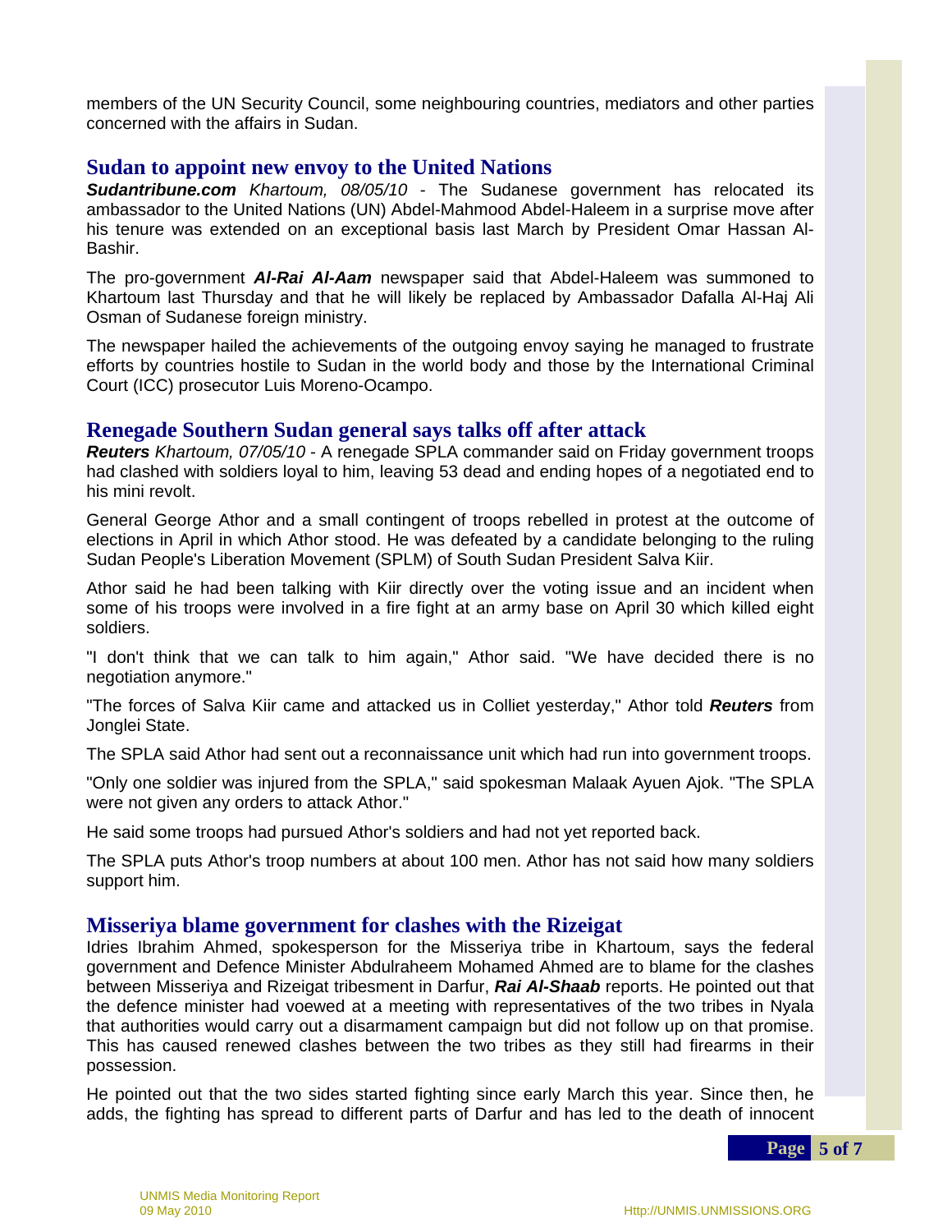members of the UN Security Council, some neighbouring countries, mediators and other parties concerned with the affairs in Sudan.

## Sudan to appoint new envoy to the United Nations

***Sudantribune.com*** *Khartoum, 08/05/10* - The Sudanese government has relocated its ambassador to the United Nations (UN) Abdel-Mahmood Abdel-Haleem in a surprise move after his tenure was extended on an exceptional basis last March by President Omar Hassan Al-Bashir.

The pro-government ***Al-Rai Al-Aam*** newspaper said that Abdel-Haleem was summoned to Khartoum last Thursday and that he will likely be replaced by Ambassador Dafalla Al-Haj Ali Osman of Sudanese foreign ministry.

The newspaper hailed the achievements of the outgoing envoy saying he managed to frustrate efforts by countries hostile to Sudan in the world body and those by the International Criminal Court (ICC) prosecutor Luis Moreno-Ocampo.

## Renegade Southern Sudan general says talks off after attack

***Reuters*** *Khartoum, 07/05/10* - A renegade SPLA commander said on Friday government troops had clashed with soldiers loyal to him, leaving 53 dead and ending hopes of a negotiated end to his mini revolt.

General George Athor and a small contingent of troops rebelled in protest at the outcome of elections in April in which Athor stood. He was defeated by a candidate belonging to the ruling Sudan People's Liberation Movement (SPLM) of South Sudan President Salva Kiir.

Athor said he had been talking with Kiir directly over the voting issue and an incident when some of his troops were involved in a fire fight at an army base on April 30 which killed eight soldiers.

"I don't think that we can talk to him again," Athor said. "We have decided there is no negotiation anymore."

"The forces of Salva Kiir came and attacked us in Colliet yesterday," Athor told ***Reuters*** from Jonglei State.

The SPLA said Athor had sent out a reconnaissance unit which had run into government troops.

"Only one soldier was injured from the SPLA," said spokesman Malaak Ayuen Ajok. "The SPLA were not given any orders to attack Athor."

He said some troops had pursued Athor's soldiers and had not yet reported back.

The SPLA puts Athor's troop numbers at about 100 men. Athor has not said how many soldiers support him.

## Misseriya blame government for clashes with the Rizeigat

Idries Ibrahim Ahmed, spokesperson for the Misseriya tribe in Khartoum, says the federal government and Defence Minister Abdulraheem Mohamed Ahmed are to blame for the clashes between Misseriya and Rizeigat tribesment in Darfur, ***Rai Al-Shaab*** reports. He pointed out that the defence minister had voewed at a meeting with representatives of the two tribes in Nyala that authorities would carry out a disarmament campaign but did not follow up on that promise. This has caused renewed clashes between the two tribes as they still had firearms in their possession.

He pointed out that the two sides started fighting since early March this year. Since then, he adds, the fighting has spread to different parts of Darfur and has led to the death of innocent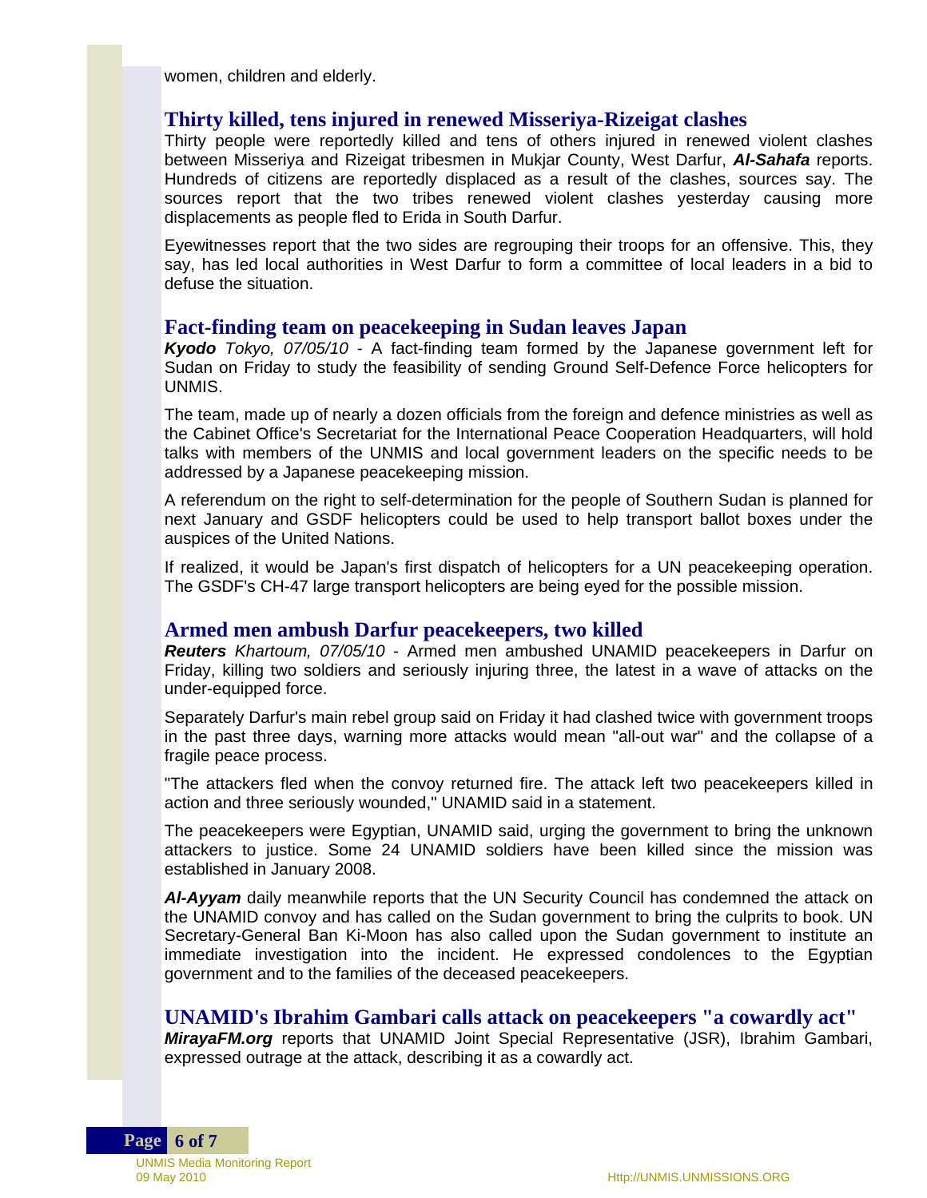women, children and elderly.

## Thirty killed, tens injured in renewed Misseriya-Rizeigat clashes

Thirty people were reportedly killed and tens of others injured in renewed violent clashes between Misseriya and Rizeigat tribesmen in Mukjar County, West Darfur, ***Al-Sahafa*** reports. Hundreds of citizens are reportedly displaced as a result of the clashes, sources say. The sources report that the two tribes renewed violent clashes yesterday causing more displacements as people fled to Erida in South Darfur.

Eyewitnesses report that the two sides are regrouping their troops for an offensive. This, they say, has led local authorities in West Darfur to form a committee of local leaders in a bid to defuse the situation.

## Fact-finding team on peacekeeping in Sudan leaves Japan

***Kyodo*** *Tokyo, 07/05/10* - A fact-finding team formed by the Japanese government left for Sudan on Friday to study the feasibility of sending Ground Self-Defence Force helicopters for UNMIS.

The team, made up of nearly a dozen officials from the foreign and defence ministries as well as the Cabinet Office's Secretariat for the International Peace Cooperation Headquarters, will hold talks with members of the UNMIS and local government leaders on the specific needs to be addressed by a Japanese peacekeeping mission.

A referendum on the right to self-determination for the people of Southern Sudan is planned for next January and GSDF helicopters could be used to help transport ballot boxes under the auspices of the United Nations.

If realized, it would be Japan's first dispatch of helicopters for a UN peacekeeping operation. The GSDF's CH-47 large transport helicopters are being eyed for the possible mission.

## Armed men ambush Darfur peacekeepers, two killed

***Reuters*** *Khartoum, 07/05/10* - Armed men ambushed UNAMID peacekeepers in Darfur on Friday, killing two soldiers and seriously injuring three, the latest in a wave of attacks on the under-equipped force.

Separately Darfur's main rebel group said on Friday it had clashed twice with government troops in the past three days, warning more attacks would mean "all-out war" and the collapse of a fragile peace process.

"The attackers fled when the convoy returned fire. The attack left two peacekeepers killed in action and three seriously wounded," UNAMID said in a statement.

The peacekeepers were Egyptian, UNAMID said, urging the government to bring the unknown attackers to justice. Some 24 UNAMID soldiers have been killed since the mission was established in January 2008.

***Al-Ayyam*** daily meanwhile reports that the UN Security Council has condemned the attack on the UNAMID convoy and has called on the Sudan government to bring the culprits to book. UN Secretary-General Ban Ki-Moon has also called upon the Sudan government to institute an immediate investigation into the incident. He expressed condolences to the Egyptian government and to the families of the deceased peacekeepers.

## UNAMID's Ibrahim Gambari calls attack on peacekeepers "a cowardly act"

***MirayaFM.org*** reports that UNAMID Joint Special Representative (JSR), Ibrahim Gambari, expressed outrage at the attack, describing it as a cowardly act.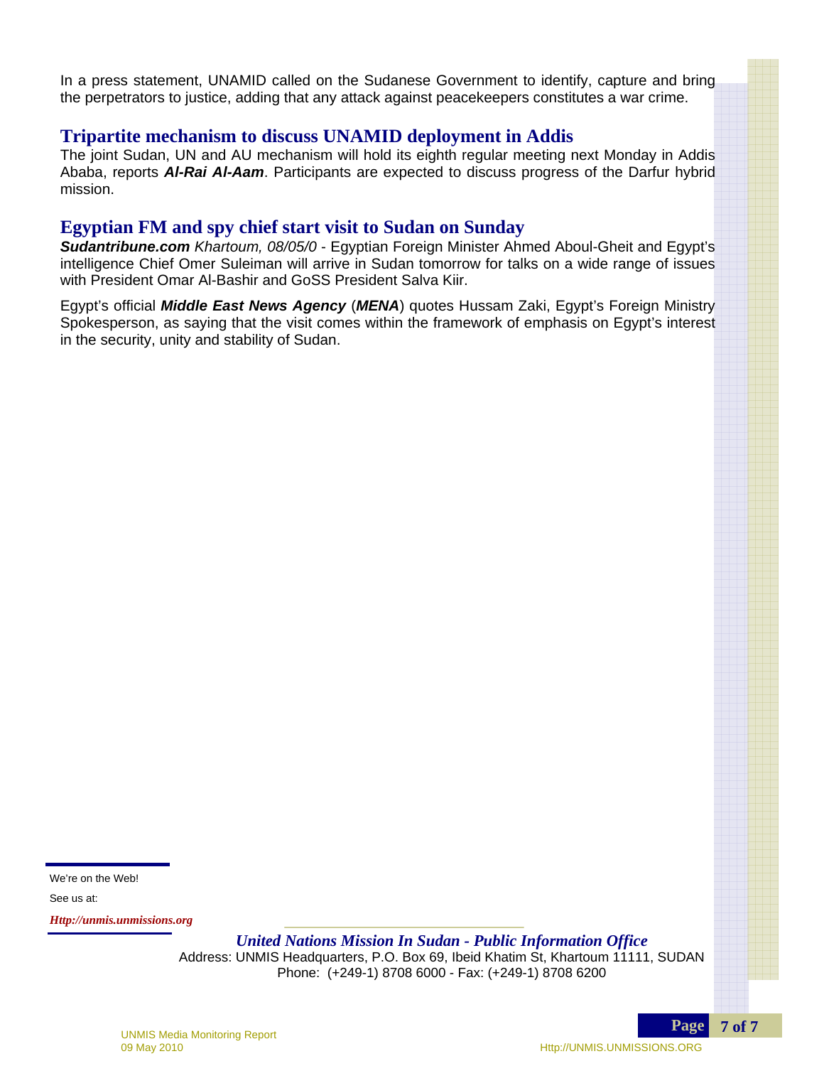In a press statement, UNAMID called on the Sudanese Government to identify, capture and bring the perpetrators to justice, adding that any attack against peacekeepers constitutes a war crime.

## Tripartite mechanism to discuss UNAMID deployment in Addis

The joint Sudan, UN and AU mechanism will hold its eighth regular meeting next Monday in Addis Ababa, reports ***Al-Rai Al-Aam***. Participants are expected to discuss progress of the Darfur hybrid mission.

## Egyptian FM and spy chief start visit to Sudan on Sunday

***Sudantribune.com*** *Khartoum, 08/05/0* - Egyptian Foreign Minister Ahmed Aboul-Gheit and Egypt's intelligence Chief Omer Suleiman will arrive in Sudan tomorrow for talks on a wide range of issues with President Omar Al-Bashir and GoSS President Salva Kiir.

Egypt's official ***Middle East News Agency*** (***MENA***) quotes Hussam Zaki, Egypt's Foreign Ministry Spokesperson, as saying that the visit comes within the framework of emphasis on Egypt's interest in the security, unity and stability of Sudan.

We're on the Web!

See us at:

***Http://unmis.unmissions.org***

***United Nations Mission In Sudan - Public Information Office***

Address: UNMIS Headquarters, P.O. Box 69, Ibeid Khatim St, Khartoum 11111, SUDAN

Phone: (+249-1) 8708 6000 - Fax: (+249-1) 8708 6200